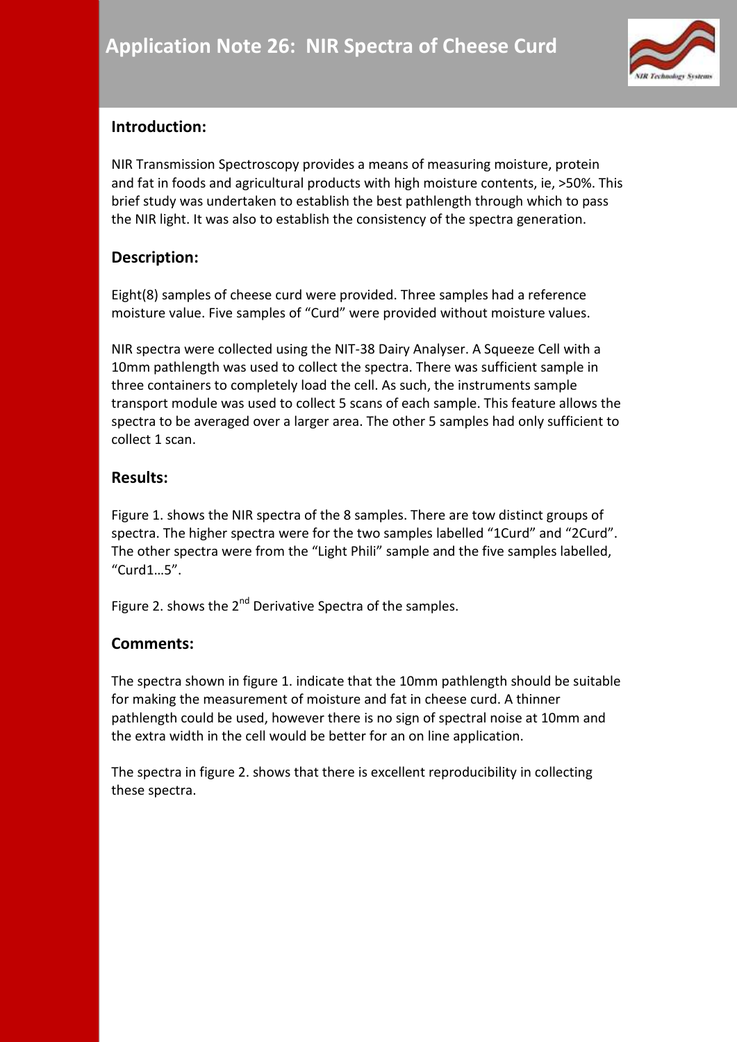# Application Note 26: NIR Spectra of Cheese Curd

## Introduction:

NIR Transmission Spectroscopy provides a means of measuring moisture, protein and fat in foods and agricultural products with high moisture contents, ie, >50%. This brief study was undertaken to establish the best pathlength through which to pass the NIR light. It was also to establish the consistency of the spectra generation.

## Description:

Eight(8) samples of cheese curd were provided. Three samples had a reference moisture value. Five samples of "Curd" were provided without moisture values.

NIR spectra were collected using the NIT-38 Dairy Analyser. A Squeeze Cell with a 10mm pathlength was used to collect the spectra. There was sufficient sample in three containers to completely load the cell. As such, the instruments sample transport module was used to collect 5 scans of each sample. This feature allows the spectra to be averaged over a larger area. The other 5 samples had only sufficient to collect 1 scan.

## Results:

Figure 1. shows the NIR spectra of the 8 samples. There are tow distinct groups of spectra. The higher spectra were for the two samples labelled "1Curd" and "2Curd". The other spectra were from the "Light Phili" sample and the five samples labelled, "Curd1…5".

Figure 2. shows the 2nd Derivative Spectra of the samples.

## Comments:

The spectra shown in figure 1. indicate that the 10mm pathlength should be suitable for making the measurement of moisture and fat in cheese curd. A thinner pathlength could be used, however there is no sign of spectral noise at 10mm and the extra width in the cell would be better for an on line application.

The spectra in figure 2. shows that there is excellent reproducibility in collecting these spectra.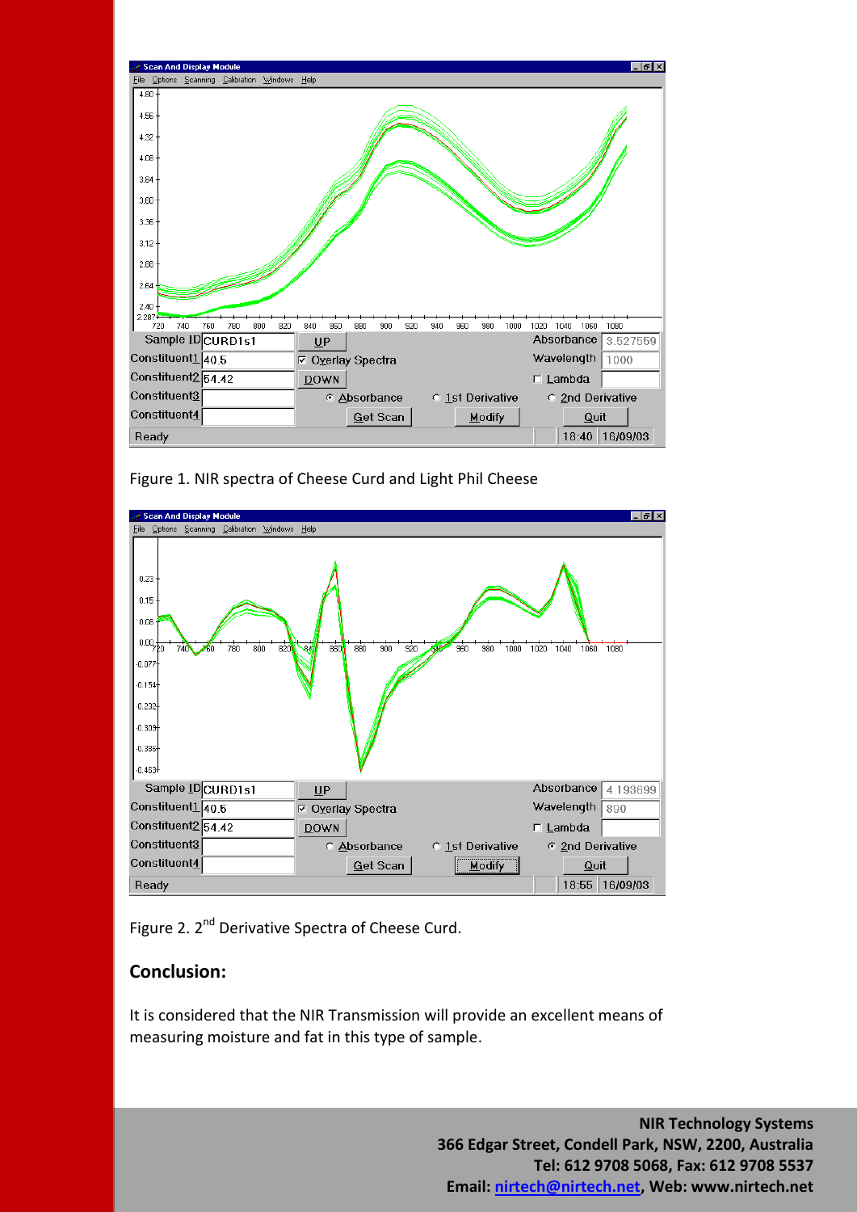Scan And Display Module

File Options Scanning Calibration Windows Help

4.80
4.56
4.32
4.08
3.84
3.60
3.36
3.12
2.88
2.64
2.40
2.287

720 740 760 780 800 820 840 860 880 900 920 940 960 980 1000 1020 1040 1060 1080

Sample ID CURD1s1
Constituent1 40.5
Constituent2 54.42
Constituent3
Constituent4
UP
Overlay Spectra
DOWN
Absorbance
1st Derivative
2nd Derivative
Get Scan
Modify
Quit
Absorbance 3.527559
Wavelength 1000
Lambda
Ready
18:40 16/09/03

Figure 1. NIR spectra of Cheese Curd and Light Phil Cheese

Scan And Display Module

File Options Scanning Calibration Windows Help

0.23
0.15
0.08
0.00
-0.077
-0.154
-0.232
-0.309
-0.386
-0.463

720 740 760 780 800 820 840 860 880 900 920 940 960 980 1000 1020 1040 1060 1080

Sample ID CURD1s1
Constituent1 40.5
Constituent2 54.42
Constituent3
Constituent4
UP
Overlay Spectra
DOWN
Absorbance
1st Derivative
2nd Derivative
Get Scan
Modify
Quit
Absorbance 4.193699
Wavelength 890
Lambda
Ready
18:55 16/09/03

Figure 2. 2nd Derivative Spectra of Cheese Curd.

## Conclusion:

It is considered that the NIR Transmission will provide an excellent means of measuring moisture and fat in this type of sample.

**NIR Technology Systems**
**366 Edgar Street, Condell Park, NSW, 2200, Australia**
**Tel: 612 9708 5068, Fax: 612 9708 5537**
**Email: nirtech@nirtech.net, Web: www.nirtech.net**